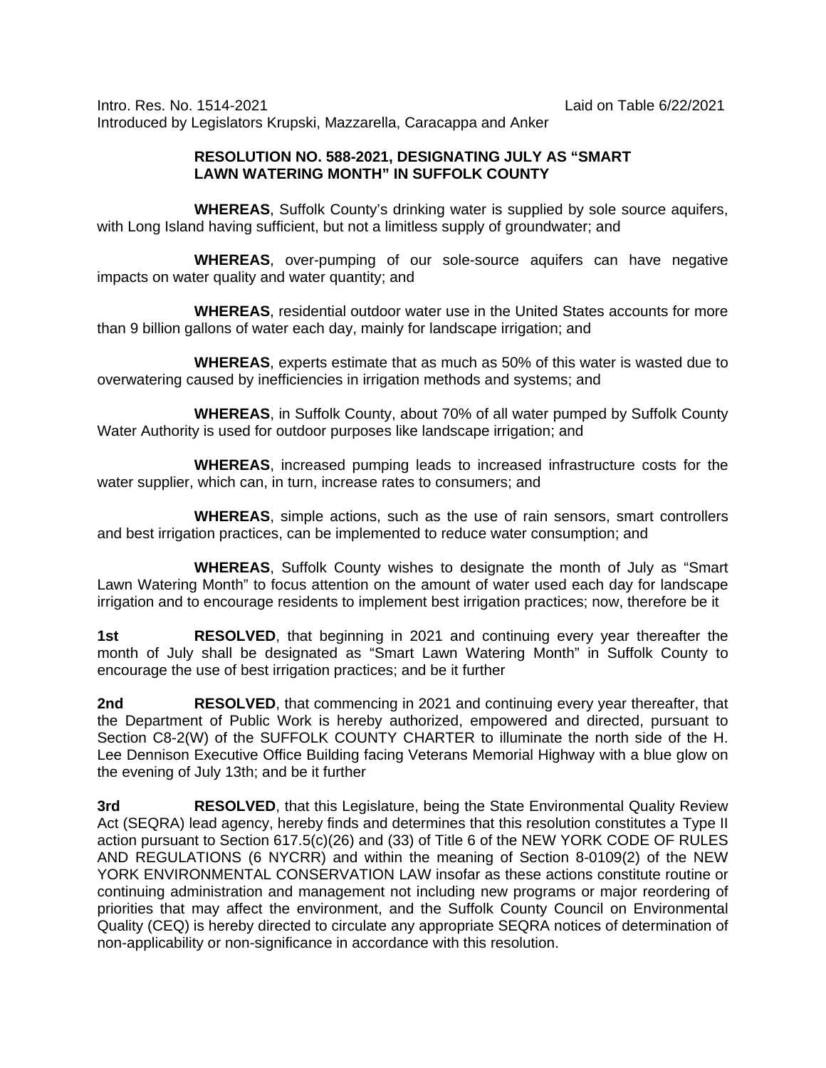Intro. Res. No. 1514-2021 Laid on Table 6/22/2021
Introduced by Legislators Krupski, Mazzarella, Caracappa and Anker

**RESOLUTION NO. 588-2021, DESIGNATING JULY AS "SMART LAWN WATERING MONTH" IN SUFFOLK COUNTY**

**WHEREAS**, Suffolk County's drinking water is supplied by sole source aquifers, with Long Island having sufficient, but not a limitless supply of groundwater; and

**WHEREAS**, over-pumping of our sole-source aquifers can have negative impacts on water quality and water quantity; and

**WHEREAS**, residential outdoor water use in the United States accounts for more than 9 billion gallons of water each day, mainly for landscape irrigation; and

**WHEREAS**, experts estimate that as much as 50% of this water is wasted due to overwatering caused by inefficiencies in irrigation methods and systems; and

**WHEREAS**, in Suffolk County, about 70% of all water pumped by Suffolk County Water Authority is used for outdoor purposes like landscape irrigation; and

**WHEREAS**, increased pumping leads to increased infrastructure costs for the water supplier, which can, in turn, increase rates to consumers; and

**WHEREAS**, simple actions, such as the use of rain sensors, smart controllers and best irrigation practices, can be implemented to reduce water consumption; and

**WHEREAS**, Suffolk County wishes to designate the month of July as "Smart Lawn Watering Month" to focus attention on the amount of water used each day for landscape irrigation and to encourage residents to implement best irrigation practices; now, therefore be it

**1st** **RESOLVED**, that beginning in 2021 and continuing every year thereafter the month of July shall be designated as "Smart Lawn Watering Month" in Suffolk County to encourage the use of best irrigation practices; and be it further

**2nd** **RESOLVED**, that commencing in 2021 and continuing every year thereafter, that the Department of Public Work is hereby authorized, empowered and directed, pursuant to Section C8-2(W) of the SUFFOLK COUNTY CHARTER to illuminate the north side of the H. Lee Dennison Executive Office Building facing Veterans Memorial Highway with a blue glow on the evening of July 13th; and be it further

**3rd** **RESOLVED**, that this Legislature, being the State Environmental Quality Review Act (SEQRA) lead agency, hereby finds and determines that this resolution constitutes a Type II action pursuant to Section 617.5(c)(26) and (33) of Title 6 of the NEW YORK CODE OF RULES AND REGULATIONS (6 NYCRR) and within the meaning of Section 8-0109(2) of the NEW YORK ENVIRONMENTAL CONSERVATION LAW insofar as these actions constitute routine or continuing administration and management not including new programs or major reordering of priorities that may affect the environment, and the Suffolk County Council on Environmental Quality (CEQ) is hereby directed to circulate any appropriate SEQRA notices of determination of non-applicability or non-significance in accordance with this resolution.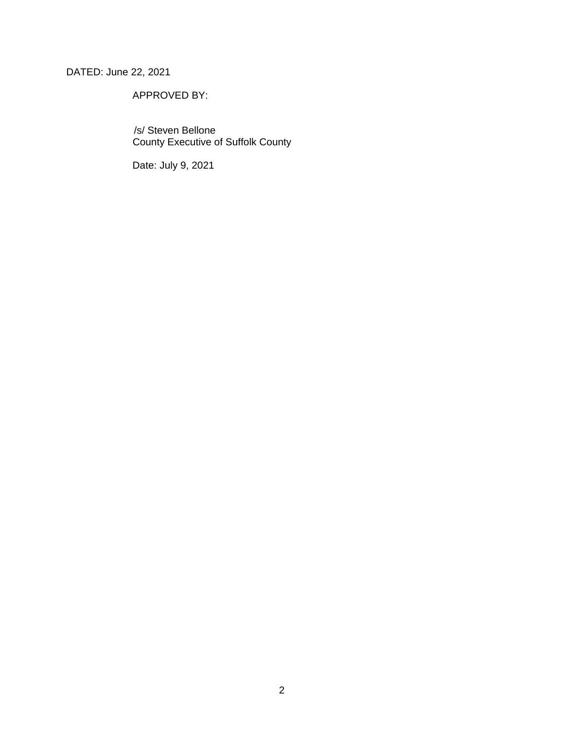DATED: June 22, 2021

APPROVED BY:

/s/ Steven Bellone
County Executive of Suffolk County

Date: July 9, 2021